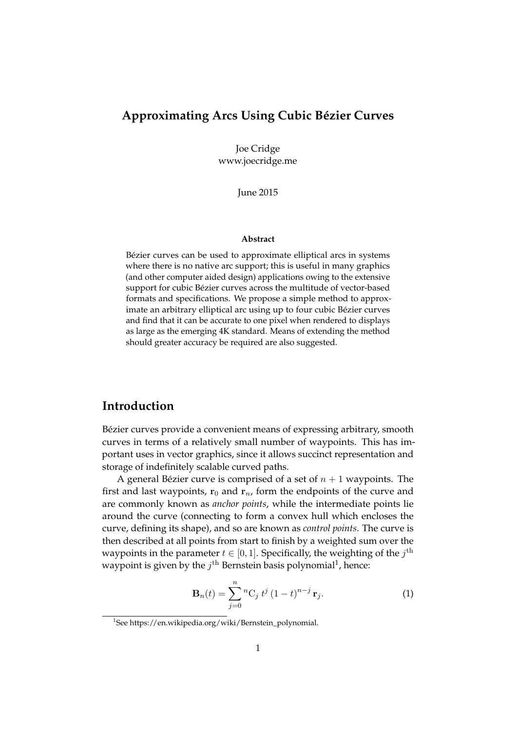# Approximating Arcs Using Cubic Bézier Curves

Joe Cridge
www.joecridge.me

June 2015

**Abstract**

Bézier curves can be used to approximate elliptical arcs in systems where there is no native arc support; this is useful in many graphics (and other computer aided design) applications owing to the extensive support for cubic Bézier curves across the multitude of vector-based formats and specifications. We propose a simple method to approximate an arbitrary elliptical arc using up to four cubic Bézier curves and find that it can be accurate to one pixel when rendered to displays as large as the emerging 4K standard. Means of extending the method should greater accuracy be required are also suggested.

## Introduction

Bézier curves provide a convenient means of expressing arbitrary, smooth curves in terms of a relatively small number of waypoints. This has important uses in vector graphics, since it allows succinct representation and storage of indefinitely scalable curved paths.

A general Bézier curve is comprised of a set of $n + 1$ waypoints. The first and last waypoints, $\mathbf{r}_0$ and $\mathbf{r}_n$, form the endpoints of the curve and are commonly known as *anchor points*, while the intermediate points lie around the curve (connecting to form a convex hull which encloses the curve, defining its shape), and so are known as *control points*. The curve is then described at all points from start to finish by a weighted sum over the waypoints in the parameter $t \in [0, 1]$. Specifically, the weighting of the $j^{\text{th}}$ waypoint is given by the $j^{\text{th}}$ Bernstein basis polynomial[1], hence:

$$\mathbf{B}_n(t) = \sum_{j=0}^{n} {}^{n}\mathrm{C}_j \; t^j \, (1-t)^{n-j} \, \mathbf{r}_j. \tag{1}$$

[1] See https://en.wikipedia.org/wiki/Bernstein_polynomial.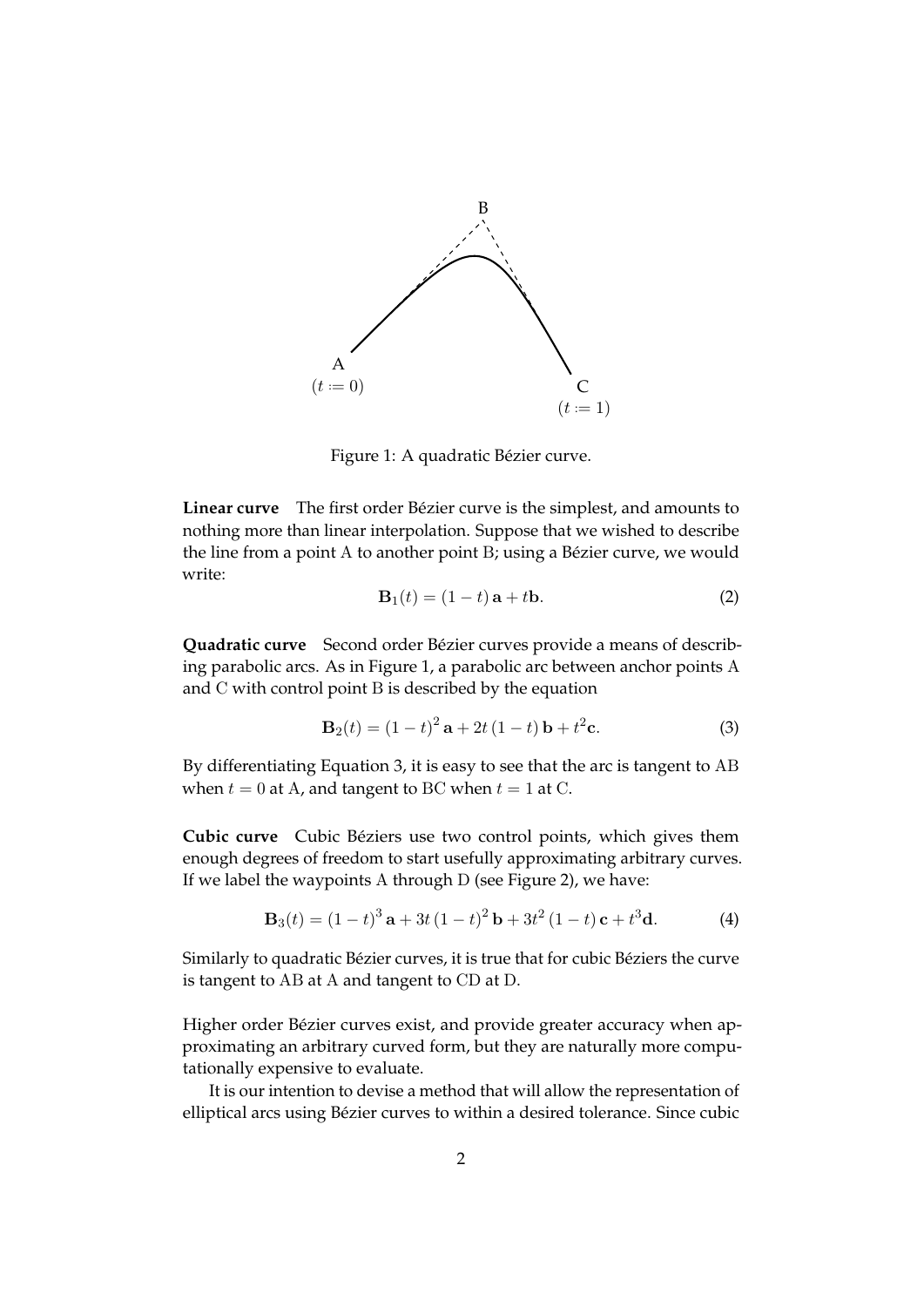Figure 1: A quadratic Bézier curve.

**Linear curve** The first order Bézier curve is the simplest, and amounts to nothing more than linear interpolation. Suppose that we wished to describe the line from a point A to another point B; using a Bézier curve, we would write:

$$\mathbf{B}_1(t) = (1-t)\,\mathbf{a} + t\mathbf{b}. \tag{2}$$

**Quadratic curve** Second order Bézier curves provide a means of describing parabolic arcs. As in Figure 1, a parabolic arc between anchor points A and C with control point B is described by the equation

$$\mathbf{B}_2(t) = (1-t)^2\,\mathbf{a} + 2t\,(1-t)\,\mathbf{b} + t^2\mathbf{c}. \tag{3}$$

By differentiating Equation 3, it is easy to see that the arc is tangent to AB when $t = 0$ at A, and tangent to BC when $t = 1$ at C.

**Cubic curve** Cubic Béziers use two control points, which gives them enough degrees of freedom to start usefully approximating arbitrary curves. If we label the waypoints A through D (see Figure 2), we have:

$$\mathbf{B}_3(t) = (1-t)^3\,\mathbf{a} + 3t\,(1-t)^2\,\mathbf{b} + 3t^2\,(1-t)\,\mathbf{c} + t^3\mathbf{d}. \tag{4}$$

Similarly to quadratic Bézier curves, it is true that for cubic Béziers the curve is tangent to AB at A and tangent to CD at D.

Higher order Bézier curves exist, and provide greater accuracy when approximating an arbitrary curved form, but they are naturally more computationally expensive to evaluate.

It is our intention to devise a method that will allow the representation of elliptical arcs using Bézier curves to within a desired tolerance. Since cubic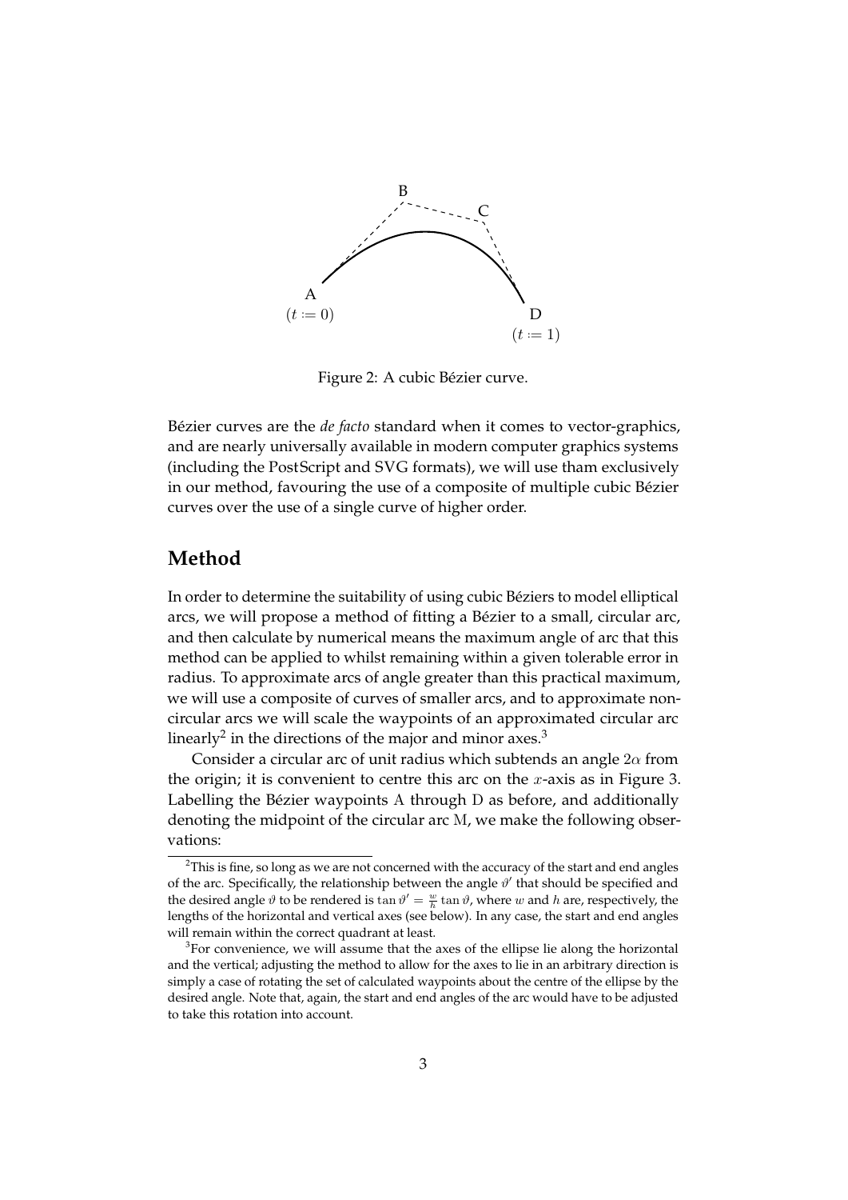Figure 2: A cubic Bézier curve.

Bézier curves are the *de facto* standard when it comes to vector-graphics, and are nearly universally available in modern computer graphics systems (including the PostScript and SVG formats), we will use tham exclusively in our method, favouring the use of a composite of multiple cubic Bézier curves over the use of a single curve of higher order.

## Method

In order to determine the suitability of using cubic Béziers to model elliptical arcs, we will propose a method of fitting a Bézier to a small, circular arc, and then calculate by numerical means the maximum angle of arc that this method can be applied to whilst remaining within a given tolerable error in radius. To approximate arcs of angle greater than this practical maximum, we will use a composite of curves of smaller arcs, and to approximate non-circular arcs we will scale the waypoints of an approximated circular arc linearly[2] in the directions of the major and minor axes.[3]

Consider a circular arc of unit radius which subtends an angle $2\alpha$ from the origin; it is convenient to centre this arc on the $x$-axis as in Figure 3. Labelling the Bézier waypoints $\mathrm{A}$ through $\mathrm{D}$ as before, and additionally denoting the midpoint of the circular arc $\mathrm{M}$, we make the following observations:

---

[2] This is fine, so long as we are not concerned with the accuracy of the start and end angles of the arc. Specifically, the relationship between the angle $\vartheta'$ that should be specified and the desired angle $\vartheta$ to be rendered is $\tan\vartheta' = \frac{w}{h}\tan\vartheta$, where $w$ and $h$ are, respectively, the lengths of the horizontal and vertical axes (see below). In any case, the start and end angles will remain within the correct quadrant at least.

[3] For convenience, we will assume that the axes of the ellipse lie along the horizontal and the vertical; adjusting the method to allow for the axes to lie in an arbitrary direction is simply a case of rotating the set of calculated waypoints about the centre of the ellipse by the desired angle. Note that, again, the start and end angles of the arc would have to be adjusted to take this rotation into account.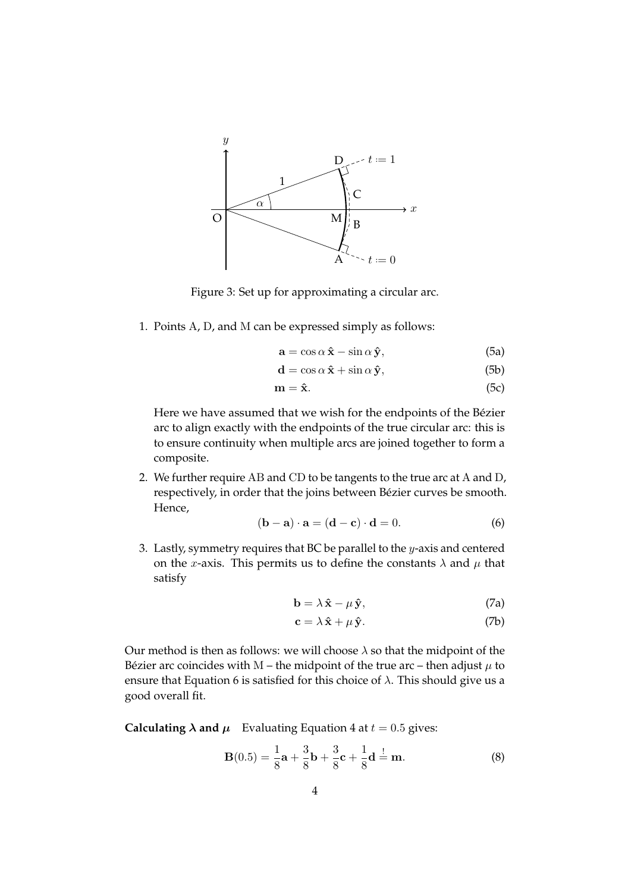Figure 3: Set up for approximating a circular arc.

1. Points A, D, and M can be expressed simply as follows:

$$\mathbf{a} = \cos\alpha\,\hat{\mathbf{x}} - \sin\alpha\,\hat{\mathbf{y}}, \tag{5a}$$

$$\mathbf{d} = \cos\alpha\,\hat{\mathbf{x}} + \sin\alpha\,\hat{\mathbf{y}}, \tag{5b}$$

$$\mathbf{m} = \hat{\mathbf{x}}. \tag{5c}$$

   Here we have assumed that we wish for the endpoints of the Bézier arc to align exactly with the endpoints of the true circular arc: this is to ensure continuity when multiple arcs are joined together to form a composite.

2. We further require AB and CD to be tangents to the true arc at A and D, respectively, in order that the joins between Bézier curves be smooth. Hence,

$$(\mathbf{b} - \mathbf{a}) \cdot \mathbf{a} = (\mathbf{d} - \mathbf{c}) \cdot \mathbf{d} = 0. \tag{6}$$

3. Lastly, symmetry requires that BC be parallel to the $y$-axis and centered on the $x$-axis. This permits us to define the constants $\lambda$ and $\mu$ that satisfy

$$\mathbf{b} = \lambda\,\hat{\mathbf{x}} - \mu\,\hat{\mathbf{y}}, \tag{7a}$$

$$\mathbf{c} = \lambda\,\hat{\mathbf{x}} + \mu\,\hat{\mathbf{y}}. \tag{7b}$$

Our method is then as follows: we will choose $\lambda$ so that the midpoint of the Bézier arc coincides with M – the midpoint of the true arc – then adjust $\mu$ to ensure that Equation 6 is satisfied for this choice of $\lambda$. This should give us a good overall fit.

**Calculating $\boldsymbol{\lambda}$ and $\boldsymbol{\mu}$** Evaluating Equation 4 at $t = 0.5$ gives:

$$\mathbf{B}(0.5) = \frac{1}{8}\mathbf{a} + \frac{3}{8}\mathbf{b} + \frac{3}{8}\mathbf{c} + \frac{1}{8}\mathbf{d} \stackrel{!}{=} \mathbf{m}. \tag{8}$$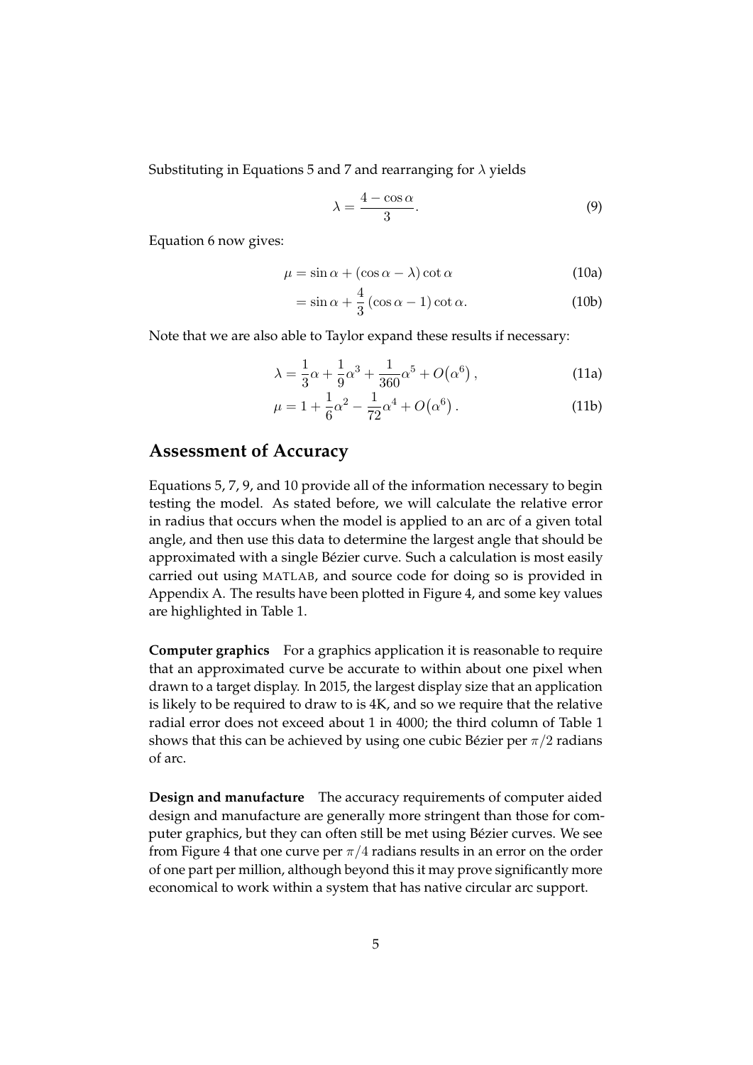Substituting in Equations 5 and 7 and rearranging for $\lambda$ yields

$$\lambda = \frac{4 - \cos\alpha}{3}. \tag{9}$$

Equation 6 now gives:

$$\mu = \sin\alpha + (\cos\alpha - \lambda)\cot\alpha \tag{10a}$$

$$= \sin\alpha + \frac{4}{3}(\cos\alpha - 1)\cot\alpha. \tag{10b}$$

Note that we are also able to Taylor expand these results if necessary:

$$\lambda = \frac{1}{3}\alpha + \frac{1}{9}\alpha^3 + \frac{1}{360}\alpha^5 + O(\alpha^6), \tag{11a}$$

$$\mu = 1 + \frac{1}{6}\alpha^2 - \frac{1}{72}\alpha^4 + O(\alpha^6). \tag{11b}$$

## Assessment of Accuracy

Equations 5, 7, 9, and 10 provide all of the information necessary to begin testing the model. As stated before, we will calculate the relative error in radius that occurs when the model is applied to an arc of a given total angle, and then use this data to determine the largest angle that should be approximated with a single Bézier curve. Such a calculation is most easily carried out using MATLAB, and source code for doing so is provided in Appendix A. The results have been plotted in Figure 4, and some key values are highlighted in Table 1.

**Computer graphics** For a graphics application it is reasonable to require that an approximated curve be accurate to within about one pixel when drawn to a target display. In 2015, the largest display size that an application is likely to be required to draw to is 4K, and so we require that the relative radial error does not exceed about 1 in 4000; the third column of Table 1 shows that this can be achieved by using one cubic Bézier per $\pi/2$ radians of arc.

**Design and manufacture** The accuracy requirements of computer aided design and manufacture are generally more stringent than those for computer graphics, but they can often still be met using Bézier curves. We see from Figure 4 that one curve per $\pi/4$ radians results in an error on the order of one part per million, although beyond this it may prove significantly more economical to work within a system that has native circular arc support.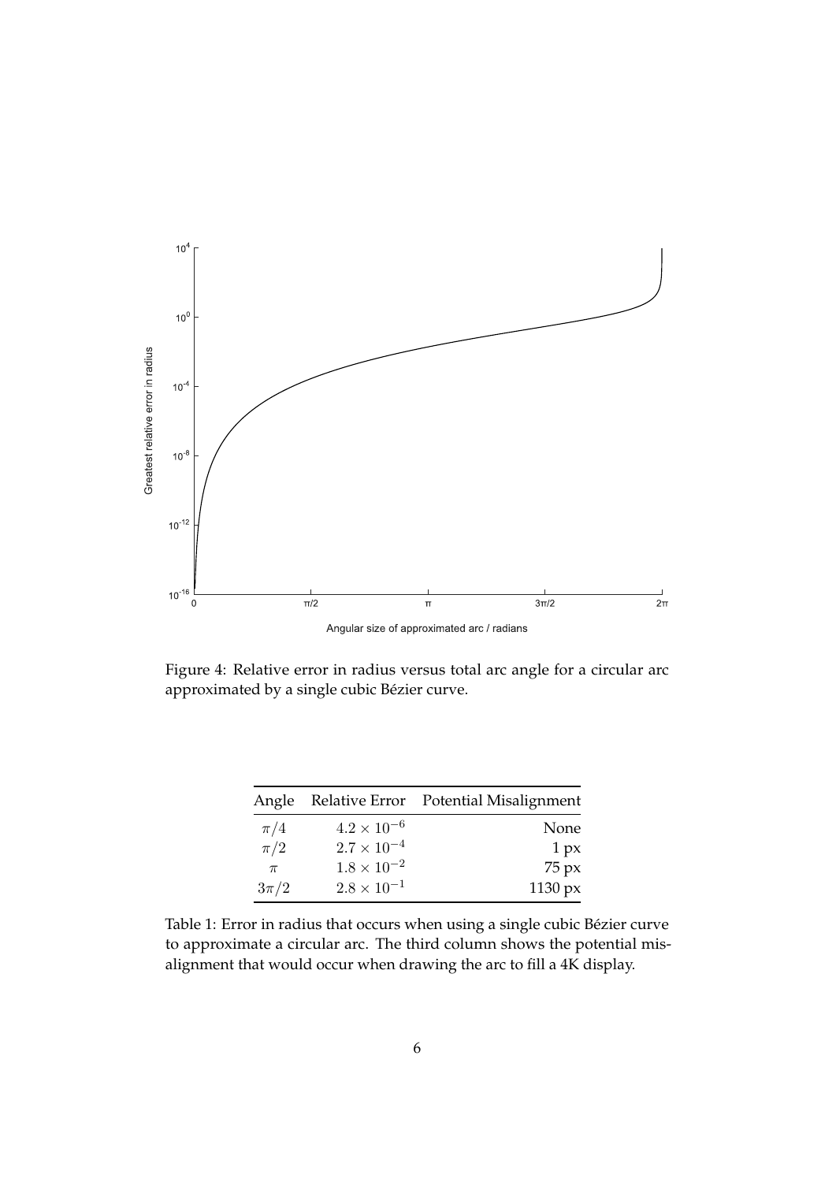Figure 4: Relative error in radius versus total arc angle for a circular arc approximated by a single cubic Bézier curve.

| Angle | Relative Error | Potential Misalignment |
|---|---|---|
| $\pi/4$ | $4.2 \times 10^{-6}$ | None |
| $\pi/2$ | $2.7 \times 10^{-4}$ | 1 px |
| $\pi$ | $1.8 \times 10^{-2}$ | 75 px |
| $3\pi/2$ | $2.8 \times 10^{-1}$ | 1130 px |

Table 1: Error in radius that occurs when using a single cubic Bézier curve to approximate a circular arc. The third column shows the potential misalignment that would occur when drawing the arc to fill a 4K display.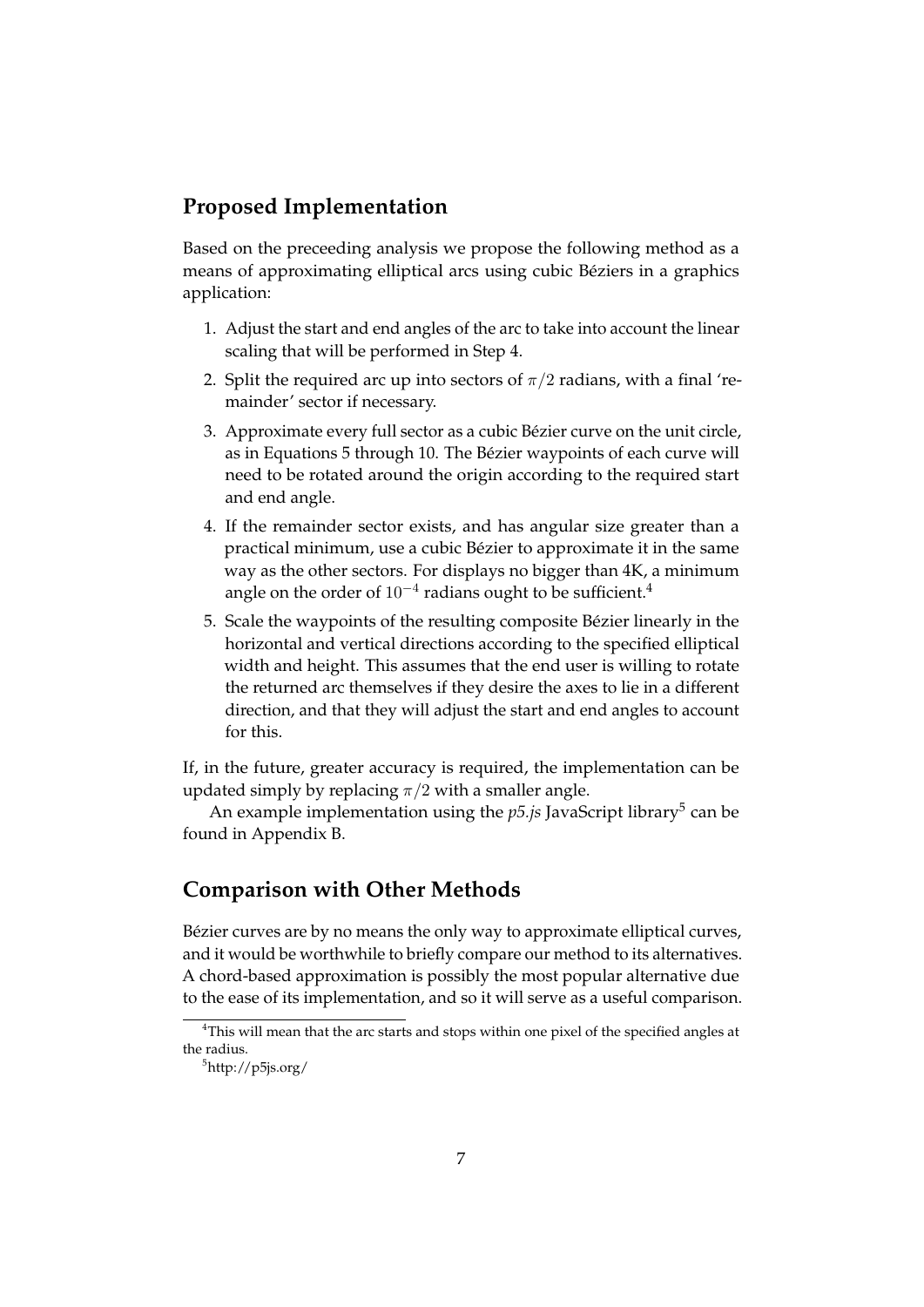## Proposed Implementation

Based on the preceeding analysis we propose the following method as a means of approximating elliptical arcs using cubic Béziers in a graphics application:

1. Adjust the start and end angles of the arc to take into account the linear scaling that will be performed in Step 4.
2. Split the required arc up into sectors of $\pi/2$ radians, with a final 'remainder' sector if necessary.
3. Approximate every full sector as a cubic Bézier curve on the unit circle, as in Equations 5 through 10. The Bézier waypoints of each curve will need to be rotated around the origin according to the required start and end angle.
4. If the remainder sector exists, and has angular size greater than a practical minimum, use a cubic Bézier to approximate it in the same way as the other sectors. For displays no bigger than 4K, a minimum angle on the order of $10^{-4}$ radians ought to be sufficient.[4]
5. Scale the waypoints of the resulting composite Bézier linearly in the horizontal and vertical directions according to the specified elliptical width and height. This assumes that the end user is willing to rotate the returned arc themselves if they desire the axes to lie in a different direction, and that they will adjust the start and end angles to account for this.

If, in the future, greater accuracy is required, the implementation can be updated simply by replacing $\pi/2$ with a smaller angle.

An example implementation using the *p5.js* JavaScript library[5] can be found in Appendix B.

## Comparison with Other Methods

Bézier curves are by no means the only way to approximate elliptical curves, and it would be worthwhile to briefly compare our method to its alternatives. A chord-based approximation is possibly the most popular alternative due to the ease of its implementation, and so it will serve as a useful comparison.

[4] This will mean that the arc starts and stops within one pixel of the specified angles at the radius.

[5] http://p5js.org/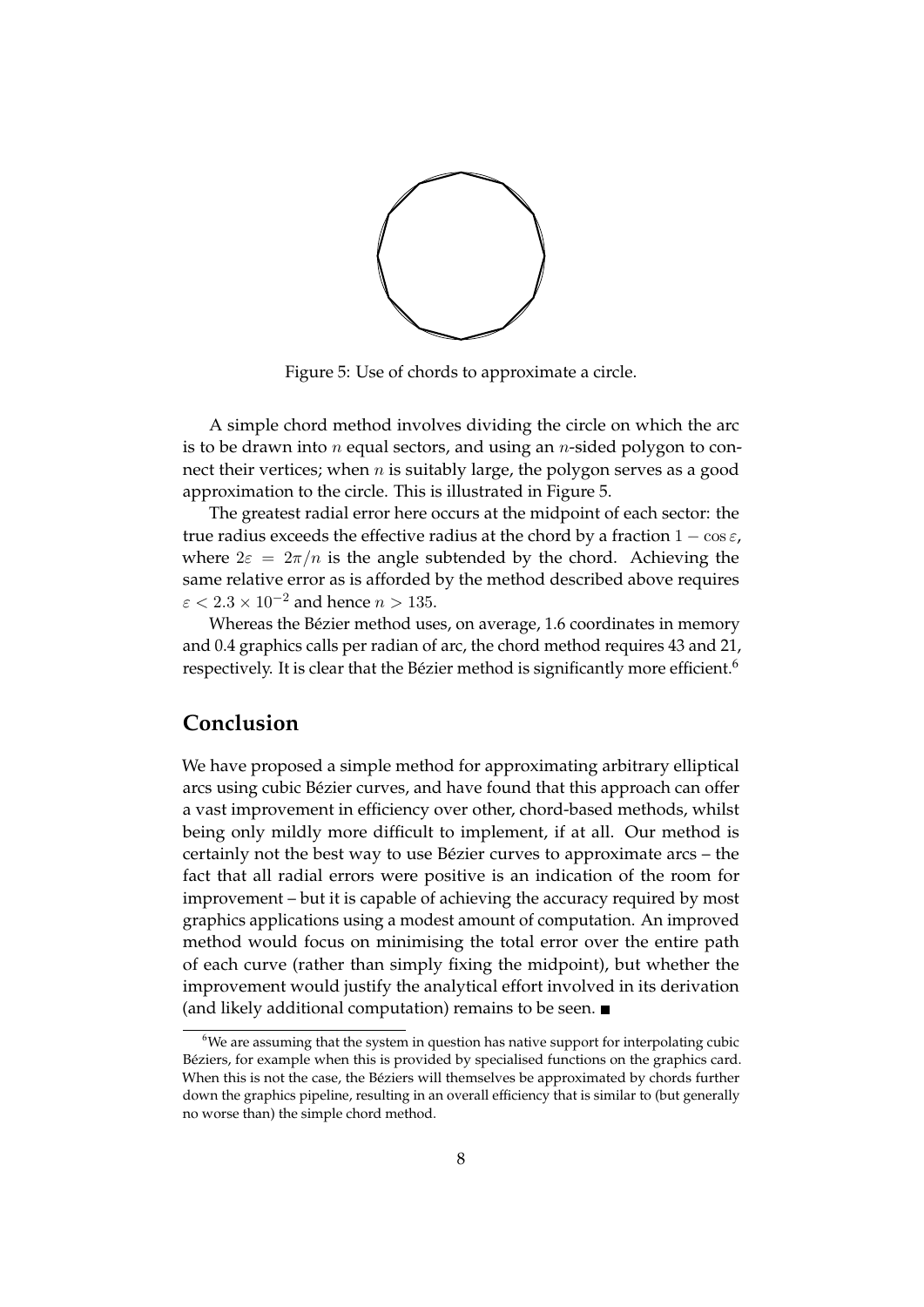Figure 5: Use of chords to approximate a circle.

A simple chord method involves dividing the circle on which the arc is to be drawn into $n$ equal sectors, and using an $n$-sided polygon to connect their vertices; when $n$ is suitably large, the polygon serves as a good approximation to the circle. This is illustrated in Figure 5.

The greatest radial error here occurs at the midpoint of each sector: the true radius exceeds the effective radius at the chord by a fraction $1 - \cos\varepsilon$, where $2\varepsilon = 2\pi/n$ is the angle subtended by the chord. Achieving the same relative error as is afforded by the method described above requires $\varepsilon < 2.3 \times 10^{-2}$ and hence $n > 135$.

Whereas the Bézier method uses, on average, 1.6 coordinates in memory and 0.4 graphics calls per radian of arc, the chord method requires 43 and 21, respectively. It is clear that the Bézier method is significantly more efficient.[6]

## Conclusion

We have proposed a simple method for approximating arbitrary elliptical arcs using cubic Bézier curves, and have found that this approach can offer a vast improvement in efficiency over other, chord-based methods, whilst being only mildly more difficult to implement, if at all. Our method is certainly not the best way to use Bézier curves to approximate arcs – the fact that all radial errors were positive is an indication of the room for improvement – but it is capable of achieving the accuracy required by most graphics applications using a modest amount of computation. An improved method would focus on minimising the total error over the entire path of each curve (rather than simply fixing the midpoint), but whether the improvement would justify the analytical effort involved in its derivation (and likely additional computation) remains to be seen. ■

[6]We are assuming that the system in question has native support for interpolating cubic Béziers, for example when this is provided by specialised functions on the graphics card. When this is not the case, the Béziers will themselves be approximated by chords further down the graphics pipeline, resulting in an overall efficiency that is similar to (but generally no worse than) the simple chord method.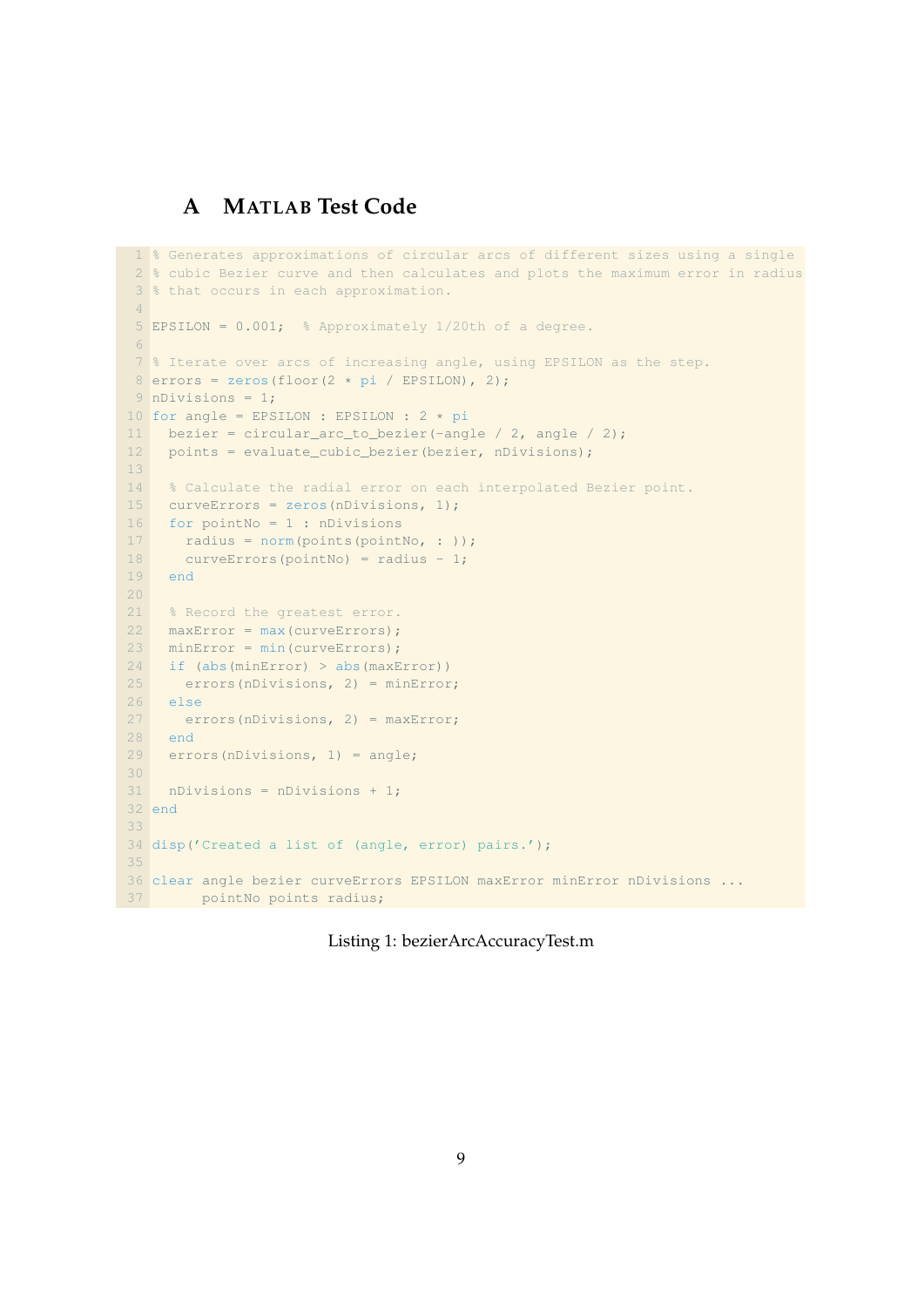# A MATLAB Test Code

```matlab
% Generates approximations of circular arcs of different sizes using a single
% cubic Bezier curve and then calculates and plots the maximum error in radius
% that occurs in each approximation.

EPSILON = 0.001;  % Approximately 1/20th of a degree.

% Iterate over arcs of increasing angle, using EPSILON as the step.
errors = zeros(floor(2 * pi / EPSILON), 2);
nDivisions = 1;
for angle = EPSILON : EPSILON : 2 * pi
  bezier = circular_arc_to_bezier(-angle / 2, angle / 2);
  points = evaluate_cubic_bezier(bezier, nDivisions);

  % Calculate the radial error on each interpolated Bezier point.
  curveErrors = zeros(nDivisions, 1);
  for pointNo = 1 : nDivisions
    radius = norm(points(pointNo, : ));
    curveErrors(pointNo) = radius - 1;
  end

  % Record the greatest error.
  maxError = max(curveErrors);
  minError = min(curveErrors);
  if (abs(minError) > abs(maxError))
    errors(nDivisions, 2) = minError;
  else
    errors(nDivisions, 2) = maxError;
  end
  errors(nDivisions, 1) = angle;

  nDivisions = nDivisions + 1;
end

disp('Created a list of (angle, error) pairs.');

clear angle bezier curveErrors EPSILON maxError minError nDivisions ...
      pointNo points radius;
```

Listing 1: bezierArcAccuracyTest.m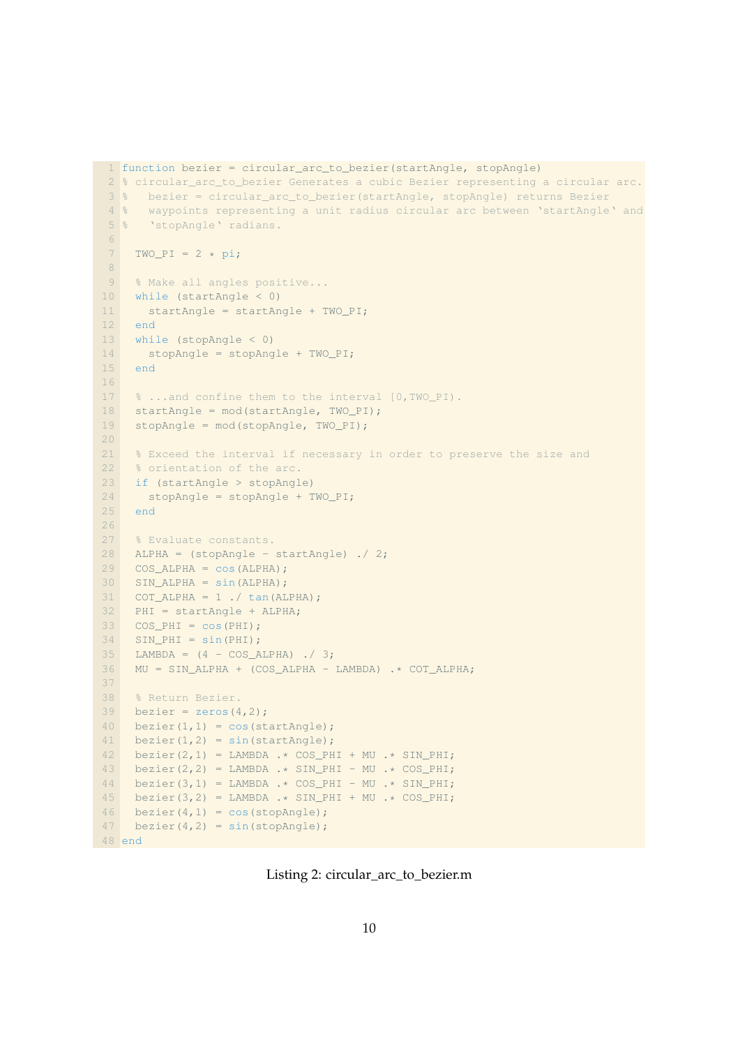```
function bezier = circular_arc_to_bezier(startAngle, stopAngle)
% circular_arc_to_bezier Generates a cubic Bezier representing a circular arc.
%   bezier = circular_arc_to_bezier(startAngle, stopAngle) returns Bezier
%   waypoints representing a unit radius circular arc between `startAngle' and
%   `stopAngle' radians.

  TWO_PI = 2 * pi;

  % Make all angles positive...
  while (startAngle < 0)
    startAngle = startAngle + TWO_PI;
  end
  while (stopAngle < 0)
    stopAngle = stopAngle + TWO_PI;
  end

  % ...and confine them to the interval [0,TWO_PI).
  startAngle = mod(startAngle, TWO_PI);
  stopAngle = mod(stopAngle, TWO_PI);

  % Exceed the interval if necessary in order to preserve the size and
  % orientation of the arc.
  if (startAngle > stopAngle)
    stopAngle = stopAngle + TWO_PI;
  end

  % Evaluate constants.
  ALPHA = (stopAngle - startAngle) ./ 2;
  COS_ALPHA = cos(ALPHA);
  SIN_ALPHA = sin(ALPHA);
  COT_ALPHA = 1 ./ tan(ALPHA);
  PHI = startAngle + ALPHA;
  COS_PHI = cos(PHI);
  SIN_PHI = sin(PHI);
  LAMBDA = (4 - COS_ALPHA) ./ 3;
  MU = SIN_ALPHA + (COS_ALPHA - LAMBDA) .* COT_ALPHA;

  % Return Bezier.
  bezier = zeros(4,2);
  bezier(1,1) = cos(startAngle);
  bezier(1,2) = sin(startAngle);
  bezier(2,1) = LAMBDA .* COS_PHI + MU .* SIN_PHI;
  bezier(2,2) = LAMBDA .* SIN_PHI - MU .* COS_PHI;
  bezier(3,1) = LAMBDA .* COS_PHI - MU .* SIN_PHI;
  bezier(3,2) = LAMBDA .* SIN_PHI + MU .* COS_PHI;
  bezier(4,1) = cos(stopAngle);
  bezier(4,2) = sin(stopAngle);
end
```

Listing 2: circular_arc_to_bezier.m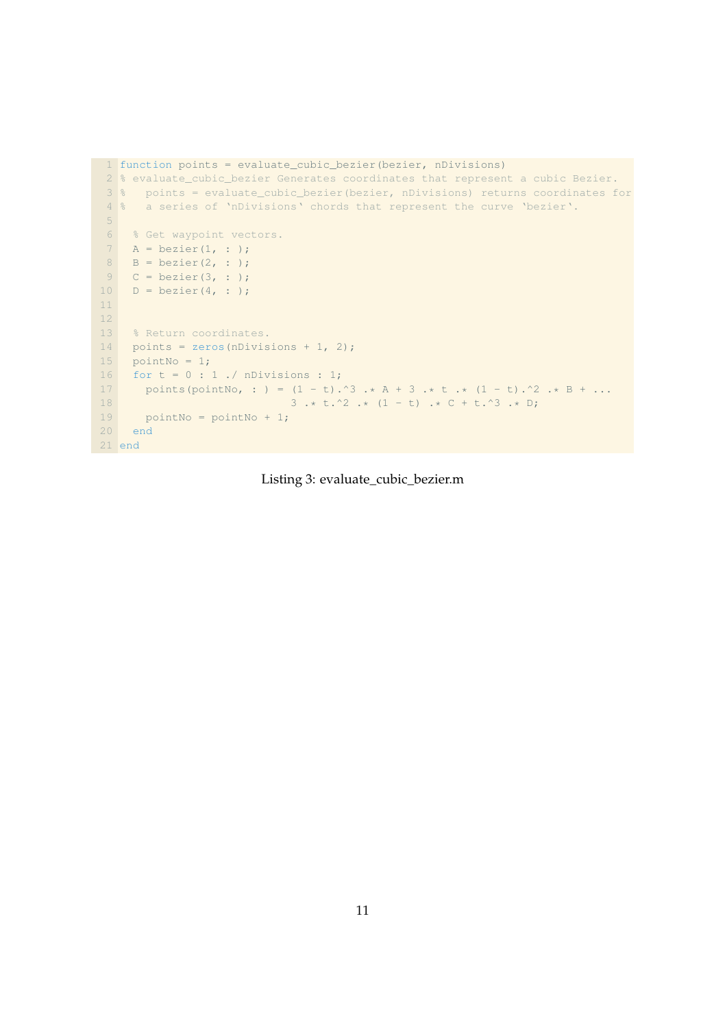```matlab
function points = evaluate_cubic_bezier(bezier, nDivisions)
% evaluate_cubic_bezier Generates coordinates that represent a cubic Bezier.
%   points = evaluate_cubic_bezier(bezier, nDivisions) returns coordinates for
%   a series of `nDivisions` chords that represent the curve `bezier`.

  % Get waypoint vectors.
  A = bezier(1, : );
  B = bezier(2, : );
  C = bezier(3, : );
  D = bezier(4, : );


  % Return coordinates.
  points = zeros(nDivisions + 1, 2);
  pointNo = 1;
  for t = 0 : 1 ./ nDivisions : 1;
    points(pointNo, : ) = (1 - t).^3 .* A + 3 .* t .* (1 - t).^2 .* B + ...
                          3 .* t.^2 .* (1 - t) .* C + t.^3 .* D;
    pointNo = pointNo + 1;
  end
end
```

Listing 3: evaluate_cubic_bezier.m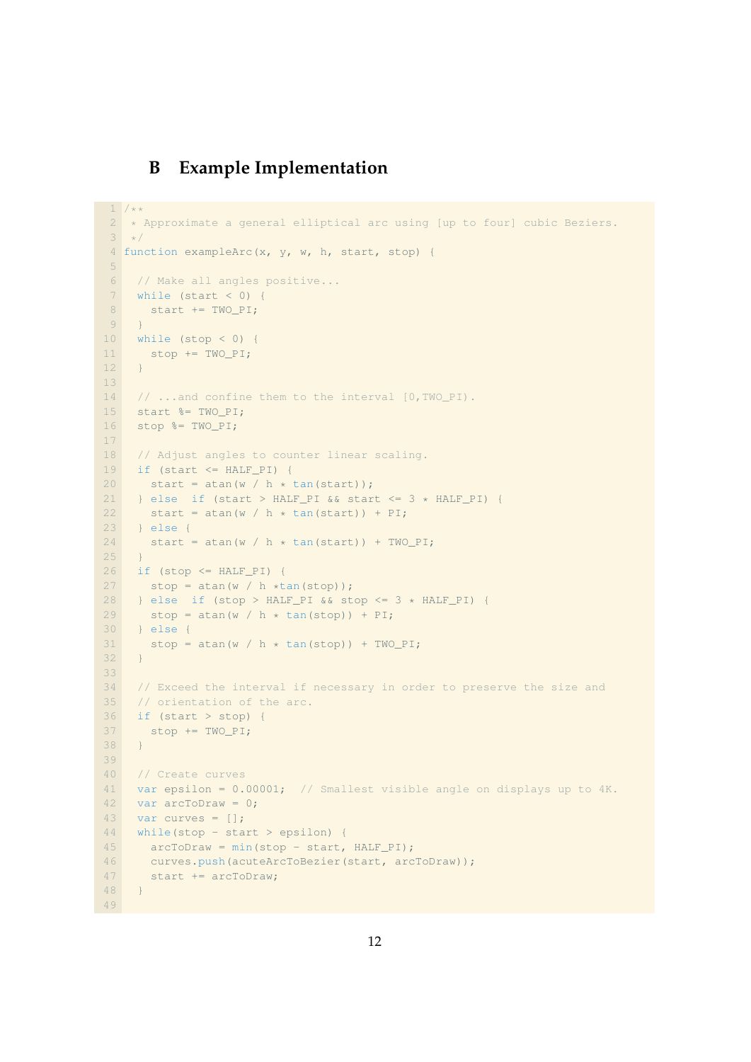## B Example Implementation

```
/**
 * Approximate a general elliptical arc using [up to four] cubic Beziers.
 */
function exampleArc(x, y, w, h, start, stop) {

  // Make all angles positive...
  while (start < 0) {
    start += TWO_PI;
  }
  while (stop < 0) {
    stop += TWO_PI;
  }

  // ...and confine them to the interval [0,TWO_PI).
  start %= TWO_PI;
  stop %= TWO_PI;

  // Adjust angles to counter linear scaling.
  if (start <= HALF_PI) {
    start = atan(w / h * tan(start));
  } else  if (start > HALF_PI && start <= 3 * HALF_PI) {
    start = atan(w / h * tan(start)) + PI;
  } else {
    start = atan(w / h * tan(start)) + TWO_PI;
  }
  if (stop <= HALF_PI) {
    stop = atan(w / h *tan(stop));
  } else  if (stop > HALF_PI && stop <= 3 * HALF_PI) {
    stop = atan(w / h * tan(stop)) + PI;
  } else {
    stop = atan(w / h * tan(stop)) + TWO_PI;
  }

  // Exceed the interval if necessary in order to preserve the size and
  // orientation of the arc.
  if (start > stop) {
    stop += TWO_PI;
  }

  // Create curves
  var epsilon = 0.00001;  // Smallest visible angle on displays up to 4K.
  var arcToDraw = 0;
  var curves = [];
  while(stop - start > epsilon) {
    arcToDraw = min(stop - start, HALF_PI);
    curves.push(acuteArcToBezier(start, arcToDraw));
    start += arcToDraw;
  }

```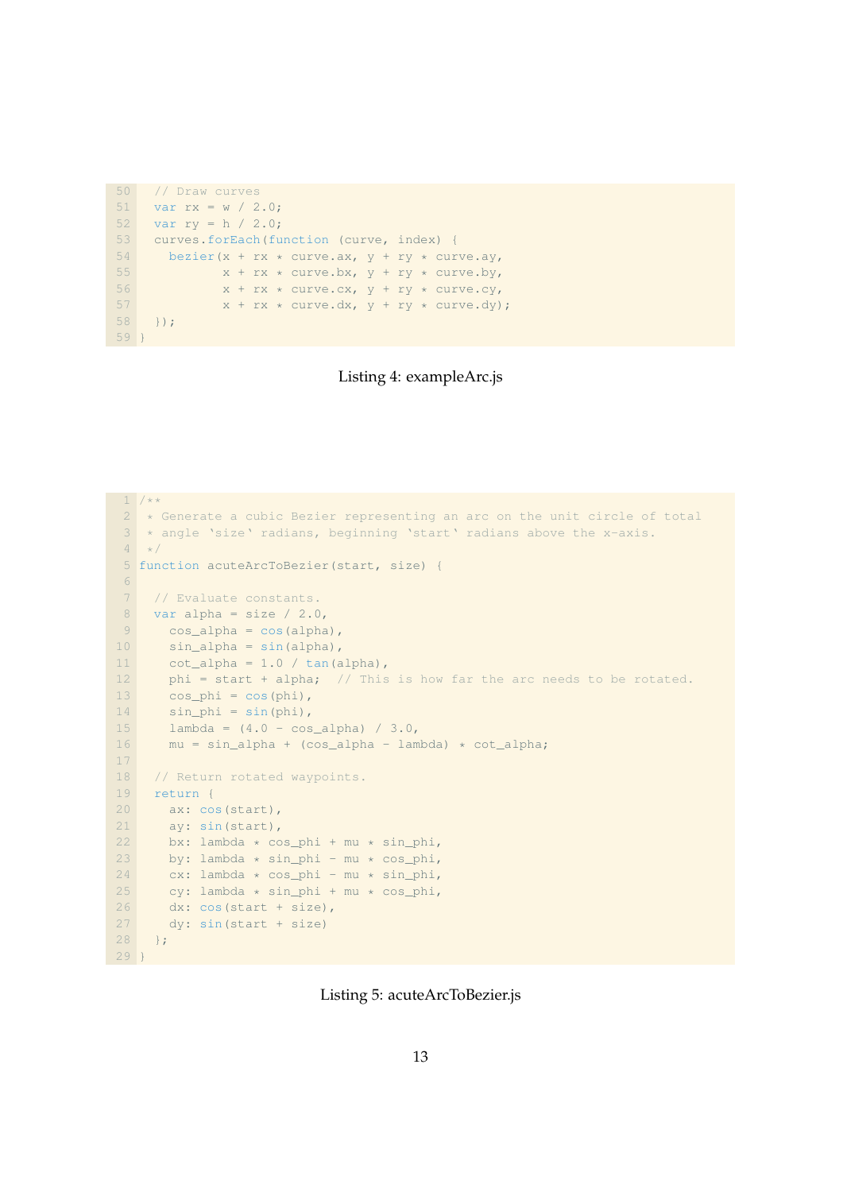```
  // Draw curves
  var rx = w / 2.0;
  var ry = h / 2.0;
  curves.forEach(function (curve, index) {
    bezier(x + rx * curve.ax, y + ry * curve.ay,
           x + rx * curve.bx, y + ry * curve.by,
           x + rx * curve.cx, y + ry * curve.cy,
           x + rx * curve.dx, y + ry * curve.dy);
  });
}
```

Listing 4: exampleArc.js

```
/**
 * Generate a cubic Bezier representing an arc on the unit circle of total
 * angle `size` radians, beginning `start` radians above the x-axis.
 */
function acuteArcToBezier(start, size) {

  // Evaluate constants.
  var alpha = size / 2.0,
    cos_alpha = cos(alpha),
    sin_alpha = sin(alpha),
    cot_alpha = 1.0 / tan(alpha),
    phi = start + alpha;  // This is how far the arc needs to be rotated.
    cos_phi = cos(phi),
    sin_phi = sin(phi),
    lambda = (4.0 - cos_alpha) / 3.0,
    mu = sin_alpha + (cos_alpha - lambda) * cot_alpha;

  // Return rotated waypoints.
  return {
    ax: cos(start),
    ay: sin(start),
    bx: lambda * cos_phi + mu * sin_phi,
    by: lambda * sin_phi - mu * cos_phi,
    cx: lambda * cos_phi - mu * sin_phi,
    cy: lambda * sin_phi + mu * cos_phi,
    dx: cos(start + size),
    dy: sin(start + size)
  };
}
```

Listing 5: acuteArcToBezier.js